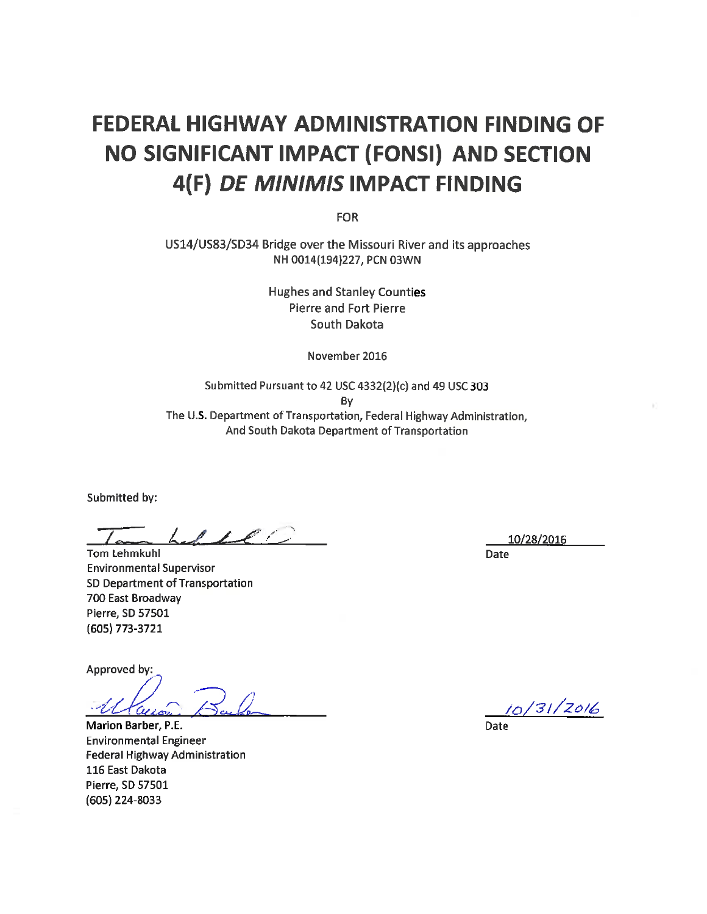# FEDERAL HIGHWAY ADMINISTRATION FINDING OF NO SIGNIFICANT IMPACT (FONSI) AND SECTION 4(F) *DE MINIMIS* IMPACT FINDING

FOR

US14/US83/SD34 Bridge over the Missouri River and its approaches
NH 0014(194)227, PCN 03WN

Hughes and Stanley Counties
Pierre and Fort Pierre
South Dakota

November 2016

Submitted Pursuant to 42 USC 4332(2)(c) and 49 USC 303
By
The U.S. Department of Transportation, Federal Highway Administration,
And South Dakota Department of Transportation

Submitted by:

Tom Lehmkuhl
Environmental Supervisor
SD Department of Transportation
700 East Broadway
Pierre, SD 57501
(605) 773-3721

10/28/2016
Date

Approved by:

Marion Barber, P.E.
Environmental Engineer
Federal Highway Administration
116 East Dakota
Pierre, SD 57501
(605) 224-8033

10/31/2016
Date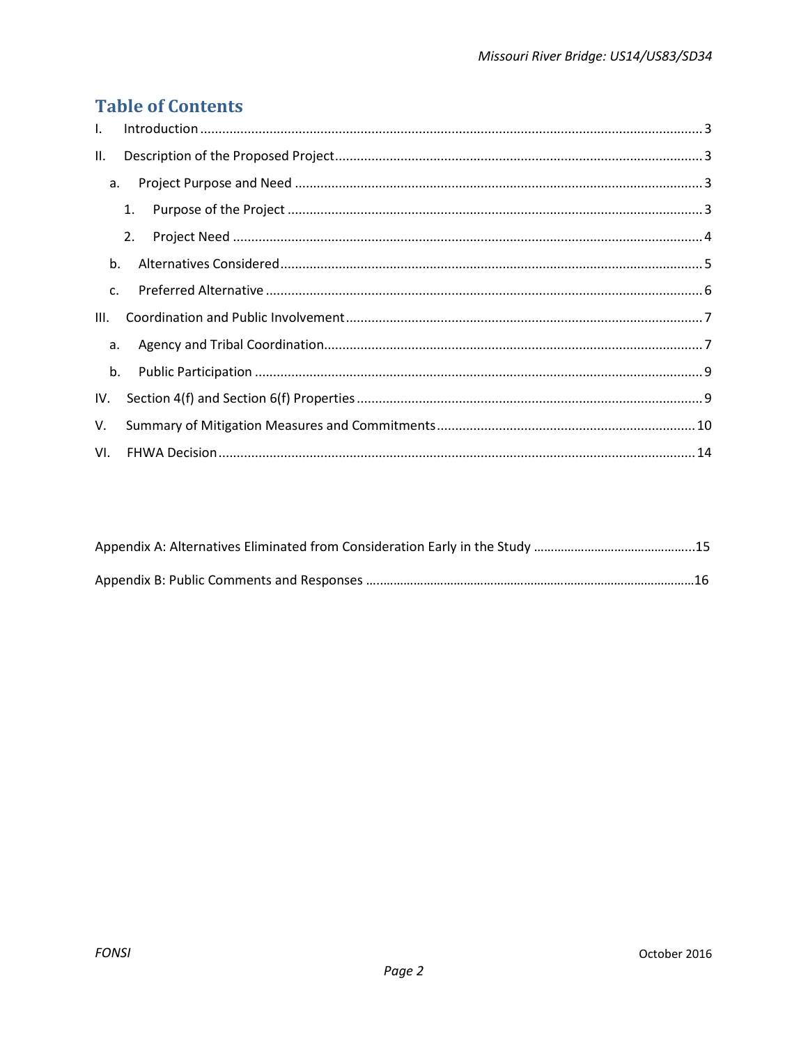# Table of Contents

I. Introduction ........................................................................................................................................ 3

II. Description of the Proposed Project.................................................................................................... 3

  a. Project Purpose and Need ............................................................................................................... 3

    1. Purpose of the Project ................................................................................................................. 3

    2. Project Need ................................................................................................................................ 4

  b. Alternatives Considered................................................................................................................... 5

  c. Preferred Alternative ....................................................................................................................... 6

III. Coordination and Public Involvement.................................................................................................. 7

  a. Agency and Tribal Coordination........................................................................................................ 7

  b. Public Participation .......................................................................................................................... 9

IV. Section 4(f) and Section 6(f) Properties ............................................................................................... 9

V. Summary of Mitigation Measures and Commitments....................................................................... 10

VI. FHWA Decision.................................................................................................................................. 14

Appendix A: Alternatives Eliminated from Consideration Early in the Study ...............................................15

Appendix B: Public Comments and Responses ...............................................................................................16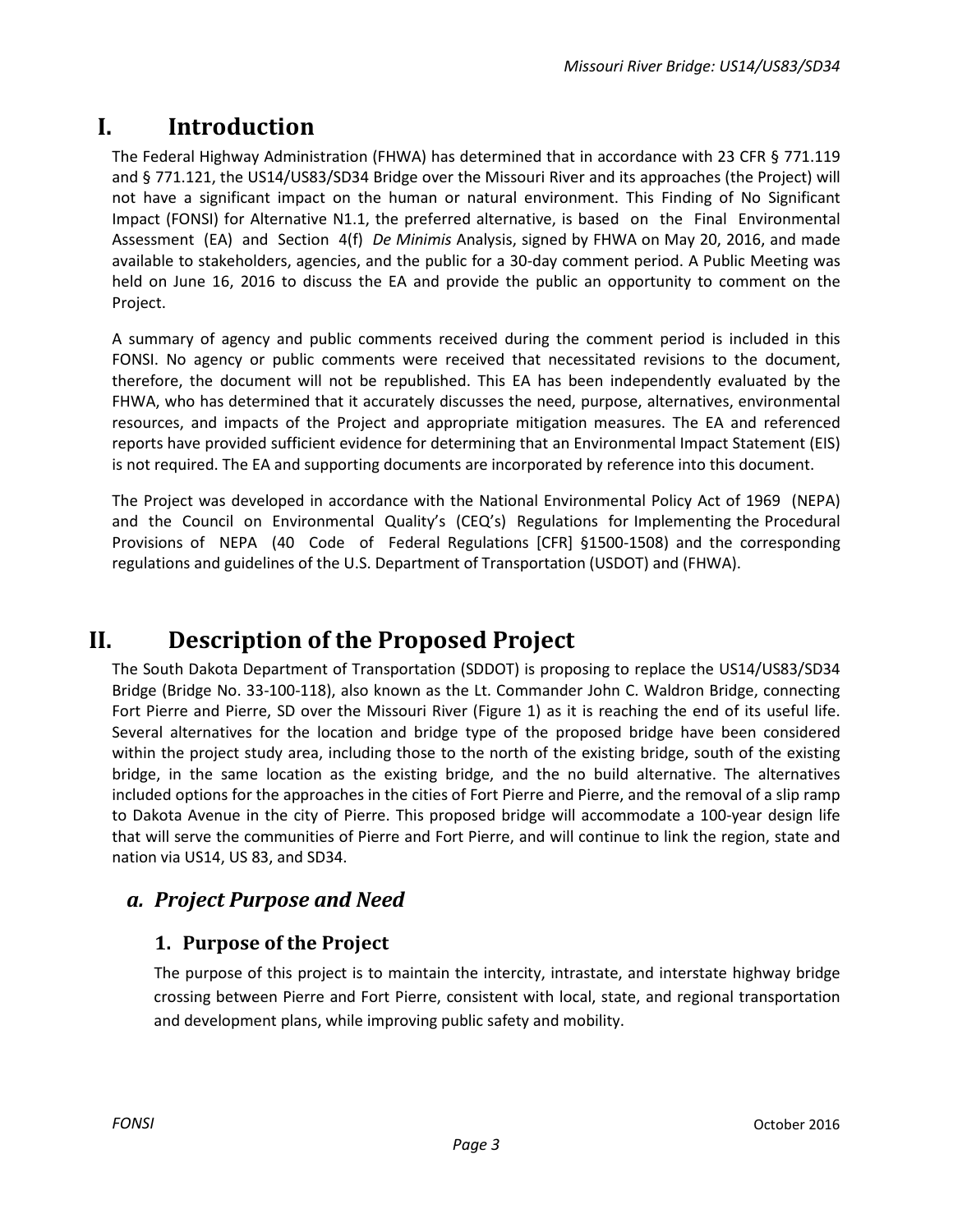# I. Introduction

The Federal Highway Administration (FHWA) has determined that in accordance with 23 CFR § 771.119 and § 771.121, the US14/US83/SD34 Bridge over the Missouri River and its approaches (the Project) will not have a significant impact on the human or natural environment. This Finding of No Significant Impact (FONSI) for Alternative N1.1, the preferred alternative, is based on the Final Environmental Assessment (EA) and Section 4(f) *De Minimis* Analysis, signed by FHWA on May 20, 2016, and made available to stakeholders, agencies, and the public for a 30-day comment period. A Public Meeting was held on June 16, 2016 to discuss the EA and provide the public an opportunity to comment on the Project.

A summary of agency and public comments received during the comment period is included in this FONSI. No agency or public comments were received that necessitated revisions to the document, therefore, the document will not be republished. This EA has been independently evaluated by the FHWA, who has determined that it accurately discusses the need, purpose, alternatives, environmental resources, and impacts of the Project and appropriate mitigation measures. The EA and referenced reports have provided sufficient evidence for determining that an Environmental Impact Statement (EIS) is not required. The EA and supporting documents are incorporated by reference into this document.

The Project was developed in accordance with the National Environmental Policy Act of 1969 (NEPA) and the Council on Environmental Quality's (CEQ's) Regulations for Implementing the Procedural Provisions of NEPA (40 Code of Federal Regulations [CFR] §1500-1508) and the corresponding regulations and guidelines of the U.S. Department of Transportation (USDOT) and (FHWA).

# II. Description of the Proposed Project

The South Dakota Department of Transportation (SDDOT) is proposing to replace the US14/US83/SD34 Bridge (Bridge No. 33-100-118), also known as the Lt. Commander John C. Waldron Bridge, connecting Fort Pierre and Pierre, SD over the Missouri River (Figure 1) as it is reaching the end of its useful life. Several alternatives for the location and bridge type of the proposed bridge have been considered within the project study area, including those to the north of the existing bridge, south of the existing bridge, in the same location as the existing bridge, and the no build alternative. The alternatives included options for the approaches in the cities of Fort Pierre and Pierre, and the removal of a slip ramp to Dakota Avenue in the city of Pierre. This proposed bridge will accommodate a 100-year design life that will serve the communities of Pierre and Fort Pierre, and will continue to link the region, state and nation via US14, US 83, and SD34.

## *a. Project Purpose and Need*

### 1. Purpose of the Project

The purpose of this project is to maintain the intercity, intrastate, and interstate highway bridge crossing between Pierre and Fort Pierre, consistent with local, state, and regional transportation and development plans, while improving public safety and mobility.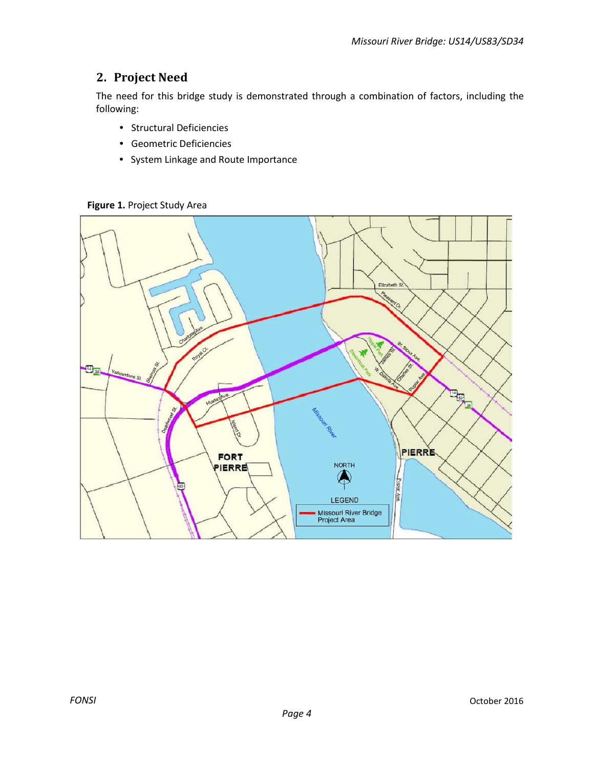## 2. Project Need

The need for this bridge study is demonstrated through a combination of factors, including the following:

- Structural Deficiencies
- Geometric Deficiencies
- System Linkage and Route Importance

**Figure 1.** Project Study Area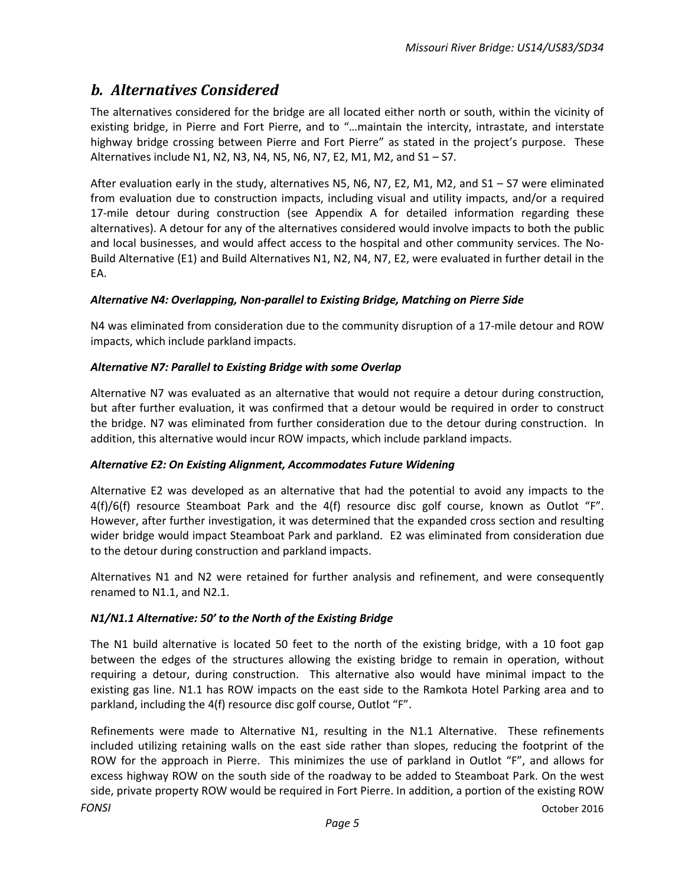## *b. Alternatives Considered*

The alternatives considered for the bridge are all located either north or south, within the vicinity of existing bridge, in Pierre and Fort Pierre, and to "…maintain the intercity, intrastate, and interstate highway bridge crossing between Pierre and Fort Pierre" as stated in the project's purpose. These Alternatives include N1, N2, N3, N4, N5, N6, N7, E2, M1, M2, and S1 – S7.

After evaluation early in the study, alternatives N5, N6, N7, E2, M1, M2, and S1 – S7 were eliminated from evaluation due to construction impacts, including visual and utility impacts, and/or a required 17-mile detour during construction (see Appendix A for detailed information regarding these alternatives). A detour for any of the alternatives considered would involve impacts to both the public and local businesses, and would affect access to the hospital and other community services. The No-Build Alternative (E1) and Build Alternatives N1, N2, N4, N7, E2, were evaluated in further detail in the EA.

#### *Alternative N4: Overlapping, Non-parallel to Existing Bridge, Matching on Pierre Side*

N4 was eliminated from consideration due to the community disruption of a 17-mile detour and ROW impacts, which include parkland impacts.

#### *Alternative N7: Parallel to Existing Bridge with some Overlap*

Alternative N7 was evaluated as an alternative that would not require a detour during construction, but after further evaluation, it was confirmed that a detour would be required in order to construct the bridge. N7 was eliminated from further consideration due to the detour during construction. In addition, this alternative would incur ROW impacts, which include parkland impacts.

#### *Alternative E2: On Existing Alignment, Accommodates Future Widening*

Alternative E2 was developed as an alternative that had the potential to avoid any impacts to the 4(f)/6(f) resource Steamboat Park and the 4(f) resource disc golf course, known as Outlot "F". However, after further investigation, it was determined that the expanded cross section and resulting wider bridge would impact Steamboat Park and parkland. E2 was eliminated from consideration due to the detour during construction and parkland impacts.

Alternatives N1 and N2 were retained for further analysis and refinement, and were consequently renamed to N1.1, and N2.1.

#### *N1/N1.1 Alternative: 50' to the North of the Existing Bridge*

The N1 build alternative is located 50 feet to the north of the existing bridge, with a 10 foot gap between the edges of the structures allowing the existing bridge to remain in operation, without requiring a detour, during construction. This alternative also would have minimal impact to the existing gas line. N1.1 has ROW impacts on the east side to the Ramkota Hotel Parking area and to parkland, including the 4(f) resource disc golf course, Outlot "F".

Refinements were made to Alternative N1, resulting in the N1.1 Alternative. These refinements included utilizing retaining walls on the east side rather than slopes, reducing the footprint of the ROW for the approach in Pierre. This minimizes the use of parkland in Outlot "F", and allows for excess highway ROW on the south side of the roadway to be added to Steamboat Park. On the west side, private property ROW would be required in Fort Pierre. In addition, a portion of the existing ROW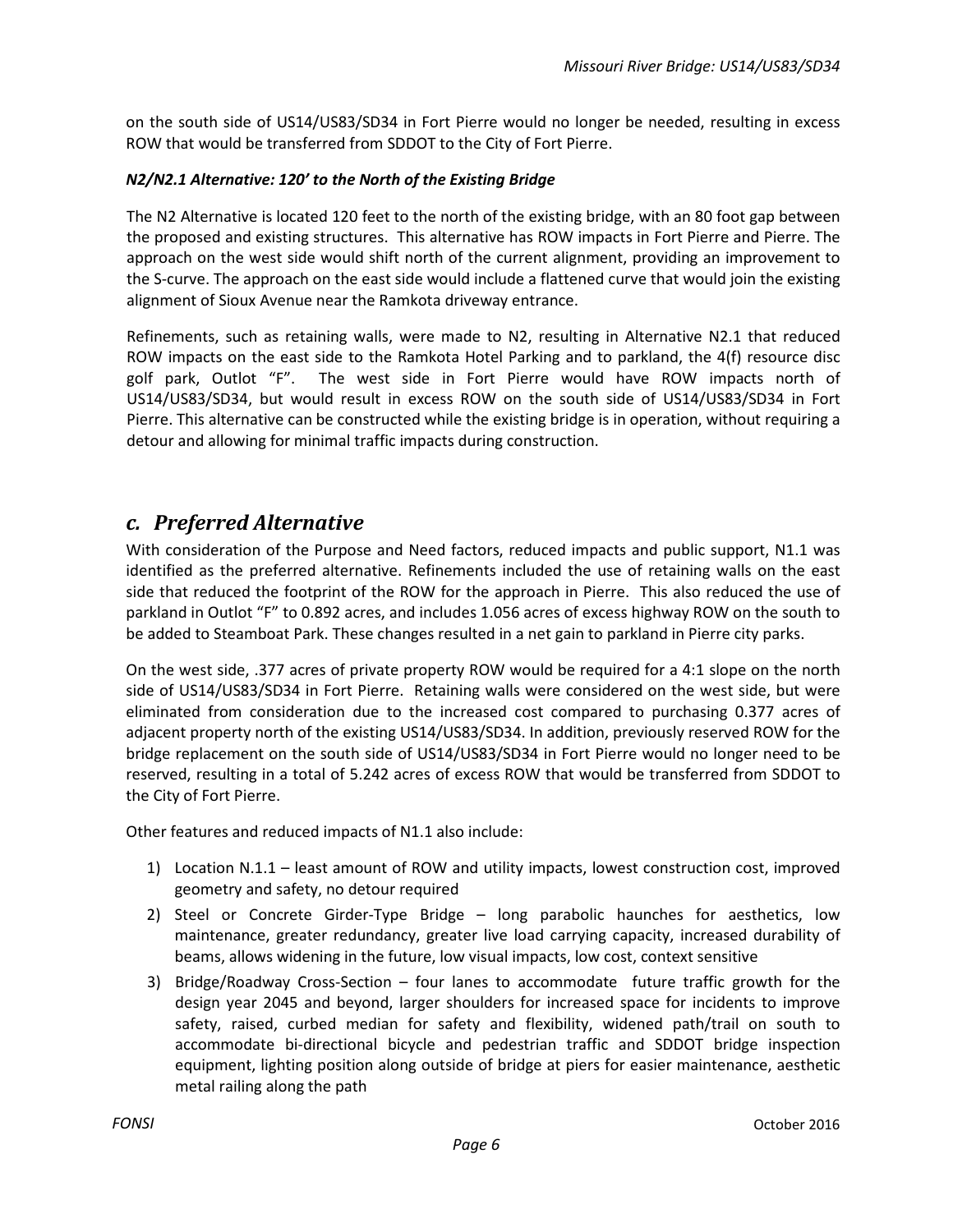on the south side of US14/US83/SD34 in Fort Pierre would no longer be needed, resulting in excess ROW that would be transferred from SDDOT to the City of Fort Pierre.

***N2/N2.1 Alternative: 120' to the North of the Existing Bridge***

The N2 Alternative is located 120 feet to the north of the existing bridge, with an 80 foot gap between the proposed and existing structures. This alternative has ROW impacts in Fort Pierre and Pierre. The approach on the west side would shift north of the current alignment, providing an improvement to the S-curve. The approach on the east side would include a flattened curve that would join the existing alignment of Sioux Avenue near the Ramkota driveway entrance.

Refinements, such as retaining walls, were made to N2, resulting in Alternative N2.1 that reduced ROW impacts on the east side to the Ramkota Hotel Parking and to parkland, the 4(f) resource disc golf park, Outlot "F". The west side in Fort Pierre would have ROW impacts north of US14/US83/SD34, but would result in excess ROW on the south side of US14/US83/SD34 in Fort Pierre. This alternative can be constructed while the existing bridge is in operation, without requiring a detour and allowing for minimal traffic impacts during construction.

## *c. Preferred Alternative*

With consideration of the Purpose and Need factors, reduced impacts and public support, N1.1 was identified as the preferred alternative. Refinements included the use of retaining walls on the east side that reduced the footprint of the ROW for the approach in Pierre. This also reduced the use of parkland in Outlot "F" to 0.892 acres, and includes 1.056 acres of excess highway ROW on the south to be added to Steamboat Park. These changes resulted in a net gain to parkland in Pierre city parks.

On the west side, .377 acres of private property ROW would be required for a 4:1 slope on the north side of US14/US83/SD34 in Fort Pierre. Retaining walls were considered on the west side, but were eliminated from consideration due to the increased cost compared to purchasing 0.377 acres of adjacent property north of the existing US14/US83/SD34. In addition, previously reserved ROW for the bridge replacement on the south side of US14/US83/SD34 in Fort Pierre would no longer need to be reserved, resulting in a total of 5.242 acres of excess ROW that would be transferred from SDDOT to the City of Fort Pierre.

Other features and reduced impacts of N1.1 also include:

1) Location N.1.1 – least amount of ROW and utility impacts, lowest construction cost, improved geometry and safety, no detour required
2) Steel or Concrete Girder-Type Bridge – long parabolic haunches for aesthetics, low maintenance, greater redundancy, greater live load carrying capacity, increased durability of beams, allows widening in the future, low visual impacts, low cost, context sensitive
3) Bridge/Roadway Cross-Section – four lanes to accommodate future traffic growth for the design year 2045 and beyond, larger shoulders for increased space for incidents to improve safety, raised, curbed median for safety and flexibility, widened path/trail on south to accommodate bi-directional bicycle and pedestrian traffic and SDDOT bridge inspection equipment, lighting position along outside of bridge at piers for easier maintenance, aesthetic metal railing along the path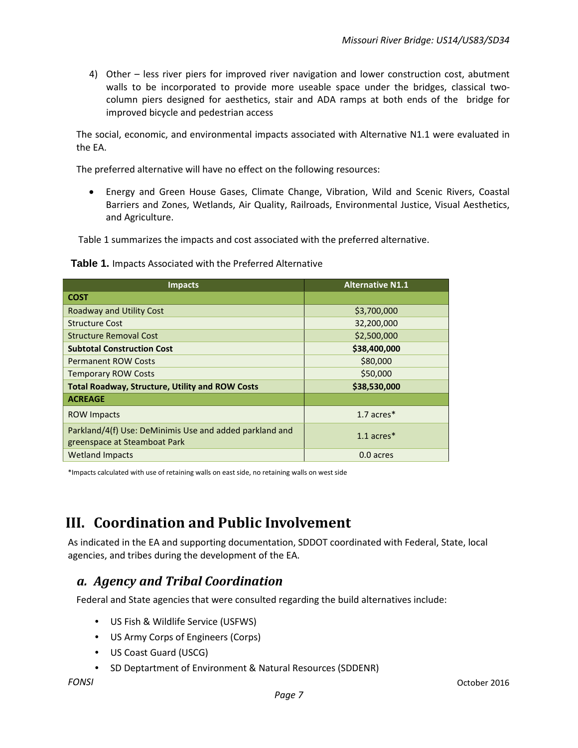4) Other – less river piers for improved river navigation and lower construction cost, abutment walls to be incorporated to provide more useable space under the bridges, classical two-column piers designed for aesthetics, stair and ADA ramps at both ends of the bridge for improved bicycle and pedestrian access

The social, economic, and environmental impacts associated with Alternative N1.1 were evaluated in the EA.

The preferred alternative will have no effect on the following resources:

- Energy and Green House Gases, Climate Change, Vibration, Wild and Scenic Rivers, Coastal Barriers and Zones, Wetlands, Air Quality, Railroads, Environmental Justice, Visual Aesthetics, and Agriculture.

Table 1 summarizes the impacts and cost associated with the preferred alternative.

**Table 1.** Impacts Associated with the Preferred Alternative

| Impacts | Alternative N1.1 |
|---|---|
| **COST** | |
| Roadway and Utility Cost | $3,700,000 |
| Structure Cost | 32,200,000 |
| Structure Removal Cost | $2,500,000 |
| **Subtotal Construction Cost** | **$38,400,000** |
| Permanent ROW Costs | $80,000 |
| Temporary ROW Costs | $50,000 |
| **Total Roadway, Structure, Utility and ROW Costs** | **$38,530,000** |
| **ACREAGE** | |
| ROW Impacts | 1.7 acres* |
| Parkland/4(f) Use: DeMinimis Use and added parkland and greenspace at Steamboat Park | 1.1 acres* |
| Wetland Impacts | 0.0 acres |

*Impacts calculated with use of retaining walls on east side, no retaining walls on west side

# III. Coordination and Public Involvement

As indicated in the EA and supporting documentation, SDDOT coordinated with Federal, State, local agencies, and tribes during the development of the EA.

## *a. Agency and Tribal Coordination*

Federal and State agencies that were consulted regarding the build alternatives include:

- US Fish & Wildlife Service (USFWS)
- US Army Corps of Engineers (Corps)
- US Coast Guard (USCG)
- SD Deptartment of Environment & Natural Resources (SDDENR)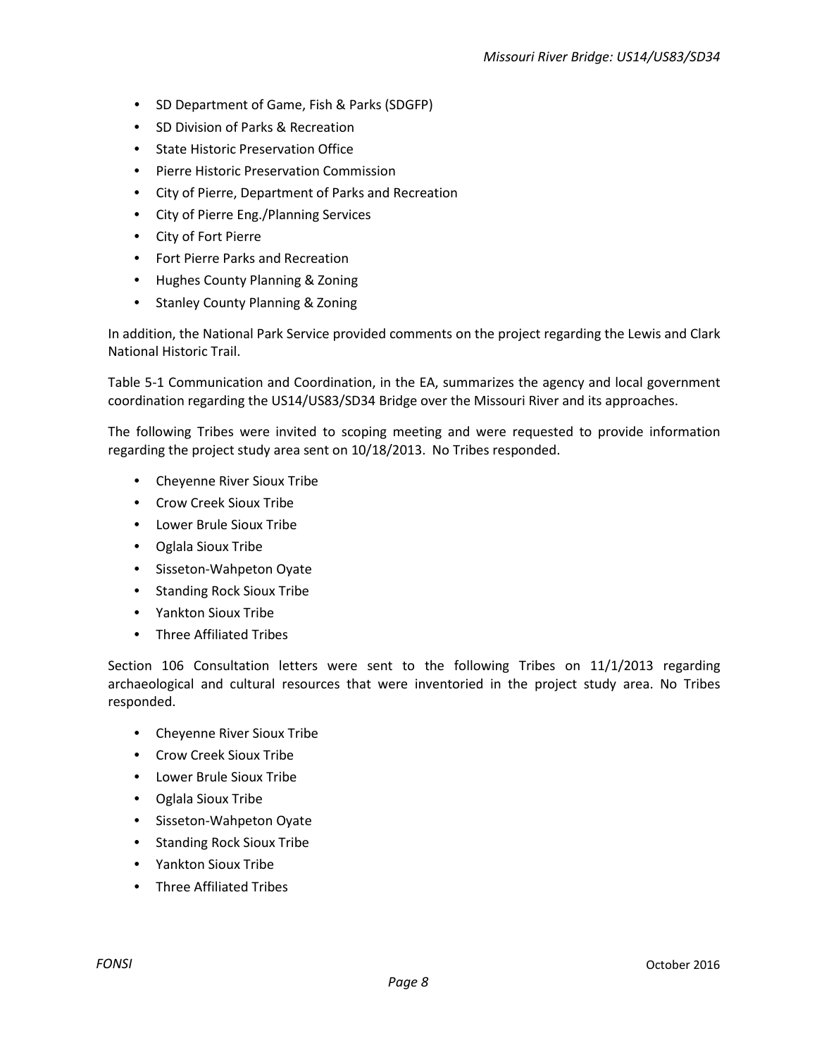- SD Department of Game, Fish & Parks (SDGFP)
- SD Division of Parks & Recreation
- State Historic Preservation Office
- Pierre Historic Preservation Commission
- City of Pierre, Department of Parks and Recreation
- City of Pierre Eng./Planning Services
- City of Fort Pierre
- Fort Pierre Parks and Recreation
- Hughes County Planning & Zoning
- Stanley County Planning & Zoning

In addition, the National Park Service provided comments on the project regarding the Lewis and Clark National Historic Trail.

Table 5-1 Communication and Coordination, in the EA, summarizes the agency and local government coordination regarding the US14/US83/SD34 Bridge over the Missouri River and its approaches.

The following Tribes were invited to scoping meeting and were requested to provide information regarding the project study area sent on 10/18/2013. No Tribes responded.

- Cheyenne River Sioux Tribe
- Crow Creek Sioux Tribe
- Lower Brule Sioux Tribe
- Oglala Sioux Tribe
- Sisseton-Wahpeton Oyate
- Standing Rock Sioux Tribe
- Yankton Sioux Tribe
- Three Affiliated Tribes

Section 106 Consultation letters were sent to the following Tribes on 11/1/2013 regarding archaeological and cultural resources that were inventoried in the project study area. No Tribes responded.

- Cheyenne River Sioux Tribe
- Crow Creek Sioux Tribe
- Lower Brule Sioux Tribe
- Oglala Sioux Tribe
- Sisseton-Wahpeton Oyate
- Standing Rock Sioux Tribe
- Yankton Sioux Tribe
- Three Affiliated Tribes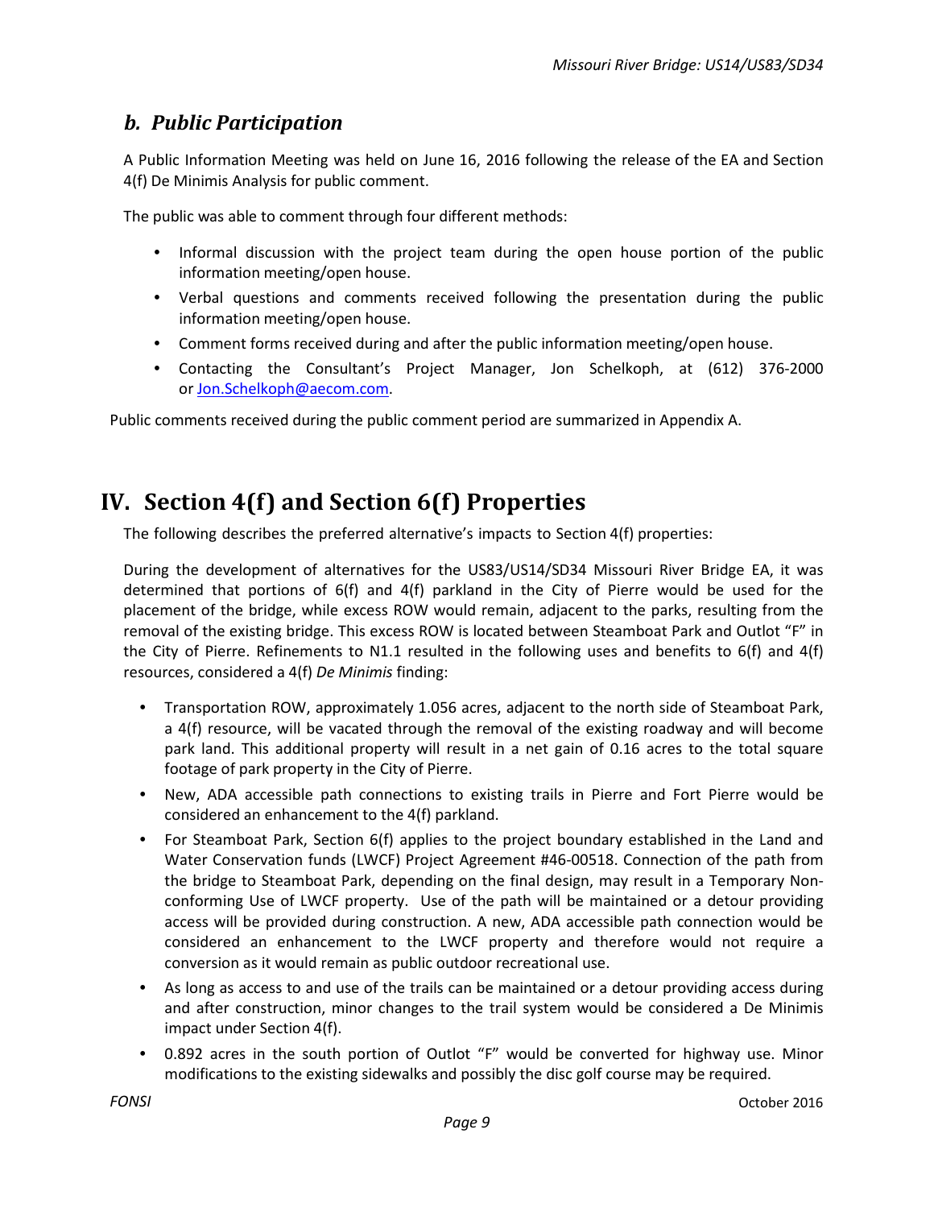### *b. Public Participation*

A Public Information Meeting was held on June 16, 2016 following the release of the EA and Section 4(f) De Minimis Analysis for public comment.

The public was able to comment through four different methods:

- Informal discussion with the project team during the open house portion of the public information meeting/open house.
- Verbal questions and comments received following the presentation during the public information meeting/open house.
- Comment forms received during and after the public information meeting/open house.
- Contacting the Consultant's Project Manager, Jon Schelkoph, at (612) 376-2000 or Jon.Schelkoph@aecom.com.

Public comments received during the public comment period are summarized in Appendix A.

## IV. Section 4(f) and Section 6(f) Properties

The following describes the preferred alternative's impacts to Section 4(f) properties:

During the development of alternatives for the US83/US14/SD34 Missouri River Bridge EA, it was determined that portions of 6(f) and 4(f) parkland in the City of Pierre would be used for the placement of the bridge, while excess ROW would remain, adjacent to the parks, resulting from the removal of the existing bridge. This excess ROW is located between Steamboat Park and Outlot "F" in the City of Pierre. Refinements to N1.1 resulted in the following uses and benefits to 6(f) and 4(f) resources, considered a 4(f) *De Minimis* finding:

- Transportation ROW, approximately 1.056 acres, adjacent to the north side of Steamboat Park, a 4(f) resource, will be vacated through the removal of the existing roadway and will become park land. This additional property will result in a net gain of 0.16 acres to the total square footage of park property in the City of Pierre.
- New, ADA accessible path connections to existing trails in Pierre and Fort Pierre would be considered an enhancement to the 4(f) parkland.
- For Steamboat Park, Section 6(f) applies to the project boundary established in the Land and Water Conservation funds (LWCF) Project Agreement #46-00518. Connection of the path from the bridge to Steamboat Park, depending on the final design, may result in a Temporary Non-conforming Use of LWCF property. Use of the path will be maintained or a detour providing access will be provided during construction. A new, ADA accessible path connection would be considered an enhancement to the LWCF property and therefore would not require a conversion as it would remain as public outdoor recreational use.
- As long as access to and use of the trails can be maintained or a detour providing access during and after construction, minor changes to the trail system would be considered a De Minimis impact under Section 4(f).
- 0.892 acres in the south portion of Outlot "F" would be converted for highway use. Minor modifications to the existing sidewalks and possibly the disc golf course may be required.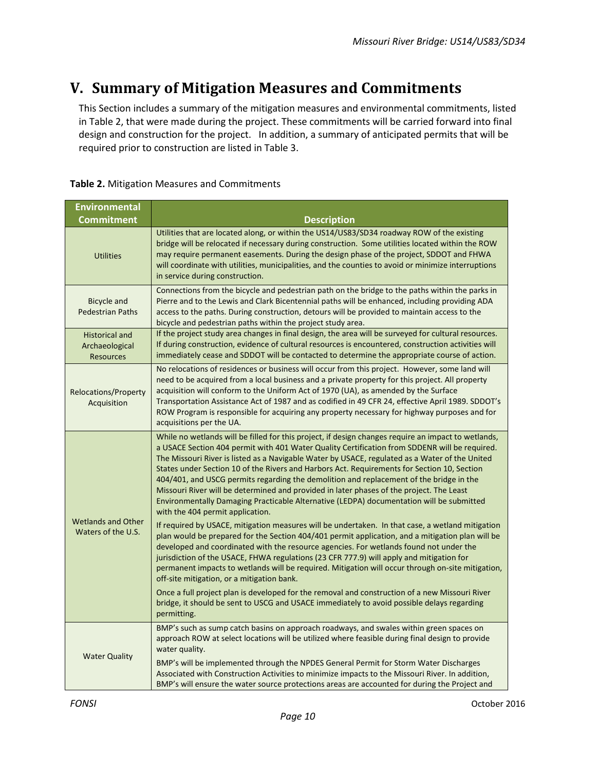# V. Summary of Mitigation Measures and Commitments

This Section includes a summary of the mitigation measures and environmental commitments, listed in Table 2, that were made during the project. These commitments will be carried forward into final design and construction for the project. In addition, a summary of anticipated permits that will be required prior to construction are listed in Table 3.

**Table 2.** Mitigation Measures and Commitments

| Environmental Commitment | Description |
|---|---|
| Utilities | Utilities that are located along, or within the US14/US83/SD34 roadway ROW of the existing bridge will be relocated if necessary during construction. Some utilities located within the ROW may require permanent easements. During the design phase of the project, SDDOT and FHWA will coordinate with utilities, municipalities, and the counties to avoid or minimize interruptions in service during construction. |
| Bicycle and Pedestrian Paths | Connections from the bicycle and pedestrian path on the bridge to the paths within the parks in Pierre and to the Lewis and Clark Bicentennial paths will be enhanced, including providing ADA access to the paths. During construction, detours will be provided to maintain access to the bicycle and pedestrian paths within the project study area. |
| Historical and Archaeological Resources | If the project study area changes in final design, the area will be surveyed for cultural resources. If during construction, evidence of cultural resources is encountered, construction activities will immediately cease and SDDOT will be contacted to determine the appropriate course of action. |
| Relocations/Property Acquisition | No relocations of residences or business will occur from this project. However, some land will need to be acquired from a local business and a private property for this project. All property acquisition will conform to the Uniform Act of 1970 (UA), as amended by the Surface Transportation Assistance Act of 1987 and as codified in 49 CFR 24, effective April 1989. SDDOT's ROW Program is responsible for acquiring any property necessary for highway purposes and for acquisitions per the UA. |
| Wetlands and Other Waters of the U.S. | While no wetlands will be filled for this project, if design changes require an impact to wetlands, a USACE Section 404 permit with 401 Water Quality Certification from SDDENR will be required. The Missouri River is listed as a Navigable Water by USACE, regulated as a Water of the United States under Section 10 of the Rivers and Harbors Act. Requirements for Section 10, Section 404/401, and USCG permits regarding the demolition and replacement of the bridge in the Missouri River will be determined and provided in later phases of the project. The Least Environmentally Damaging Practicable Alternative (LEDPA) documentation will be submitted with the 404 permit application.<br><br>If required by USACE, mitigation measures will be undertaken. In that case, a wetland mitigation plan would be prepared for the Section 404/401 permit application, and a mitigation plan will be developed and coordinated with the resource agencies. For wetlands found not under the jurisdiction of the USACE, FHWA regulations (23 CFR 777.9) will apply and mitigation for permanent impacts to wetlands will be required. Mitigation will occur through on-site mitigation, off-site mitigation, or a mitigation bank.<br><br>Once a full project plan is developed for the removal and construction of a new Missouri River bridge, it should be sent to USCG and USACE immediately to avoid possible delays regarding permitting. |
| Water Quality | BMP's such as sump catch basins on approach roadways, and swales within green spaces on approach ROW at select locations will be utilized where feasible during final design to provide water quality.<br><br>BMP's will be implemented through the NPDES General Permit for Storm Water Discharges Associated with Construction Activities to minimize impacts to the Missouri River. In addition, BMP's will ensure the water source protections areas are accounted for during the Project and |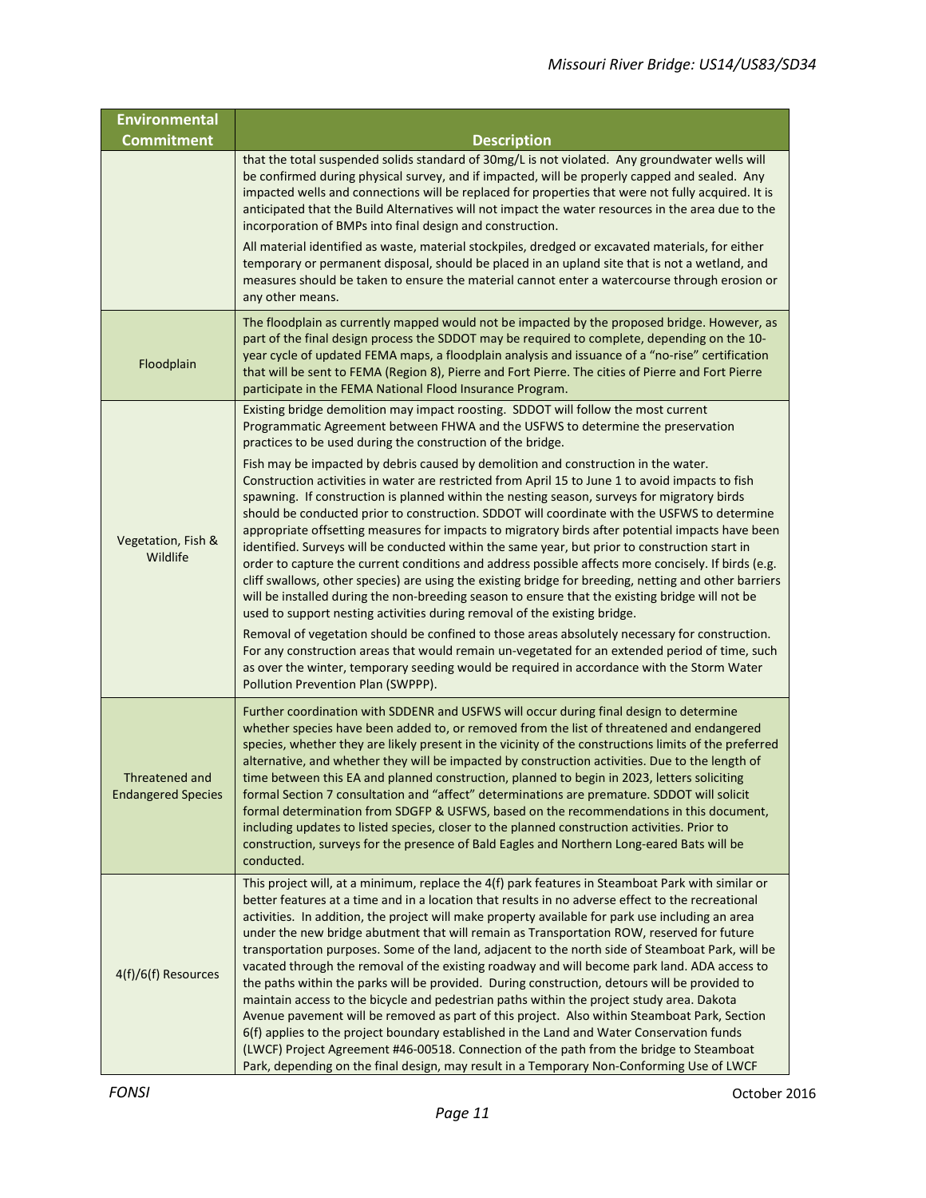| Environmental Commitment | Description |
|---|---|
| | that the total suspended solids standard of 30mg/L is not violated. Any groundwater wells will be confirmed during physical survey, and if impacted, will be properly capped and sealed. Any impacted wells and connections will be replaced for properties that were not fully acquired. It is anticipated that the Build Alternatives will not impact the water resources in the area due to the incorporation of BMPs into final design and construction.<br><br>All material identified as waste, material stockpiles, dredged or excavated materials, for either temporary or permanent disposal, should be placed in an upland site that is not a wetland, and measures should be taken to ensure the material cannot enter a watercourse through erosion or any other means. |
| Floodplain | The floodplain as currently mapped would not be impacted by the proposed bridge. However, as part of the final design process the SDDOT may be required to complete, depending on the 10-year cycle of updated FEMA maps, a floodplain analysis and issuance of a "no-rise" certification that will be sent to FEMA (Region 8), Pierre and Fort Pierre. The cities of Pierre and Fort Pierre participate in the FEMA National Flood Insurance Program. |
| Vegetation, Fish & Wildlife | Existing bridge demolition may impact roosting. SDDOT will follow the most current Programmatic Agreement between FHWA and the USFWS to determine the preservation practices to be used during the construction of the bridge.<br><br>Fish may be impacted by debris caused by demolition and construction in the water. Construction activities in water are restricted from April 15 to June 1 to avoid impacts to fish spawning. If construction is planned within the nesting season, surveys for migratory birds should be conducted prior to construction. SDDOT will coordinate with the USFWS to determine appropriate offsetting measures for impacts to migratory birds after potential impacts have been identified. Surveys will be conducted within the same year, but prior to construction start in order to capture the current conditions and address possible affects more concisely. If birds (e.g. cliff swallows, other species) are using the existing bridge for breeding, netting and other barriers will be installed during the non-breeding season to ensure that the existing bridge will not be used to support nesting activities during removal of the existing bridge.<br><br>Removal of vegetation should be confined to those areas absolutely necessary for construction. For any construction areas that would remain un-vegetated for an extended period of time, such as over the winter, temporary seeding would be required in accordance with the Storm Water Pollution Prevention Plan (SWPPP). |
| Threatened and Endangered Species | Further coordination with SDDENR and USFWS will occur during final design to determine whether species have been added to, or removed from the list of threatened and endangered species, whether they are likely present in the vicinity of the constructions limits of the preferred alternative, and whether they will be impacted by construction activities. Due to the length of time between this EA and planned construction, planned to begin in 2023, letters soliciting formal Section 7 consultation and "affect" determinations are premature. SDDOT will solicit formal determination from SDGFP & USFWS, based on the recommendations in this document, including updates to listed species, closer to the planned construction activities. Prior to construction, surveys for the presence of Bald Eagles and Northern Long-eared Bats will be conducted. |
| 4(f)/6(f) Resources | This project will, at a minimum, replace the 4(f) park features in Steamboat Park with similar or better features at a time and in a location that results in no adverse effect to the recreational activities. In addition, the project will make property available for park use including an area under the new bridge abutment that will remain as Transportation ROW, reserved for future transportation purposes. Some of the land, adjacent to the north side of Steamboat Park, will be vacated through the removal of the existing roadway and will become park land. ADA access to the paths within the parks will be provided. During construction, detours will be provided to maintain access to the bicycle and pedestrian paths within the project study area. Dakota Avenue pavement will be removed as part of this project. Also within Steamboat Park, Section 6(f) applies to the project boundary established in the Land and Water Conservation funds (LWCF) Project Agreement #46-00518. Connection of the path from the bridge to Steamboat Park, depending on the final design, may result in a Temporary Non-Conforming Use of LWCF |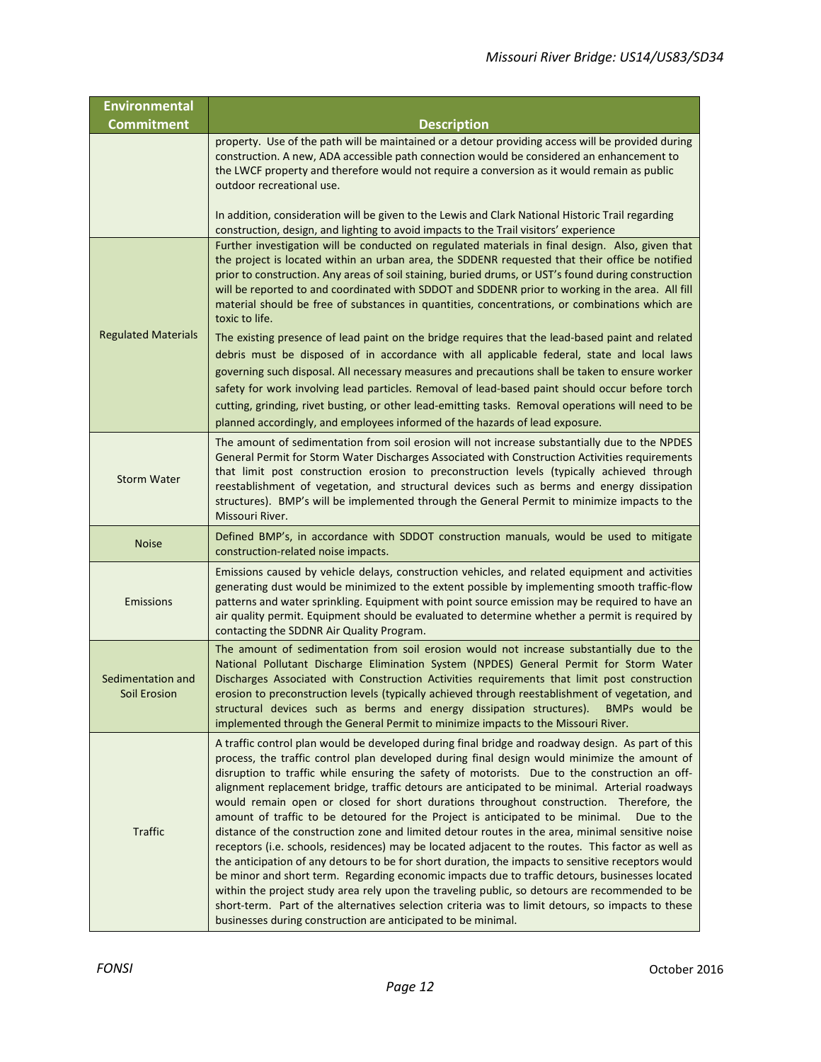| Environmental Commitment | Description |
|---|---|
| | property. Use of the path will be maintained or a detour providing access will be provided during construction. A new, ADA accessible path connection would be considered an enhancement to the LWCF property and therefore would not require a conversion as it would remain as public outdoor recreational use.<br><br>In addition, consideration will be given to the Lewis and Clark National Historic Trail regarding construction, design, and lighting to avoid impacts to the Trail visitors' experience |
| Regulated Materials | Further investigation will be conducted on regulated materials in final design. Also, given that the project is located within an urban area, the SDDENR requested that their office be notified prior to construction. Any areas of soil staining, buried drums, or UST's found during construction will be reported to and coordinated with SDDOT and SDDENR prior to working in the area. All fill material should be free of substances in quantities, concentrations, or combinations which are toxic to life.<br><br>The existing presence of lead paint on the bridge requires that the lead-based paint and related debris must be disposed of in accordance with all applicable federal, state and local laws governing such disposal. All necessary measures and precautions shall be taken to ensure worker safety for work involving lead particles. Removal of lead-based paint should occur before torch cutting, grinding, rivet busting, or other lead-emitting tasks. Removal operations will need to be planned accordingly, and employees informed of the hazards of lead exposure. |
| Storm Water | The amount of sedimentation from soil erosion will not increase substantially due to the NPDES General Permit for Storm Water Discharges Associated with Construction Activities requirements that limit post construction erosion to preconstruction levels (typically achieved through reestablishment of vegetation, and structural devices such as berms and energy dissipation structures). BMP's will be implemented through the General Permit to minimize impacts to the Missouri River. |
| Noise | Defined BMP's, in accordance with SDDOT construction manuals, would be used to mitigate construction-related noise impacts. |
| Emissions | Emissions caused by vehicle delays, construction vehicles, and related equipment and activities generating dust would be minimized to the extent possible by implementing smooth traffic-flow patterns and water sprinkling. Equipment with point source emission may be required to have an air quality permit. Equipment should be evaluated to determine whether a permit is required by contacting the SDDNR Air Quality Program. |
| Sedimentation and Soil Erosion | The amount of sedimentation from soil erosion would not increase substantially due to the National Pollutant Discharge Elimination System (NPDES) General Permit for Storm Water Discharges Associated with Construction Activities requirements that limit post construction erosion to preconstruction levels (typically achieved through reestablishment of vegetation, and structural devices such as berms and energy dissipation structures). BMPs would be implemented through the General Permit to minimize impacts to the Missouri River. |
| Traffic | A traffic control plan would be developed during final bridge and roadway design. As part of this process, the traffic control plan developed during final design would minimize the amount of disruption to traffic while ensuring the safety of motorists. Due to the construction an off-alignment replacement bridge, traffic detours are anticipated to be minimal. Arterial roadways would remain open or closed for short durations throughout construction. Therefore, the amount of traffic to be detoured for the Project is anticipated to be minimal. Due to the distance of the construction zone and limited detour routes in the area, minimal sensitive noise receptors (i.e. schools, residences) may be located adjacent to the routes. This factor as well as the anticipation of any detours to be for short duration, the impacts to sensitive receptors would be minor and short term. Regarding economic impacts due to traffic detours, businesses located within the project study area rely upon the traveling public, so detours are recommended to be short-term. Part of the alternatives selection criteria was to limit detours, so impacts to these businesses during construction are anticipated to be minimal. |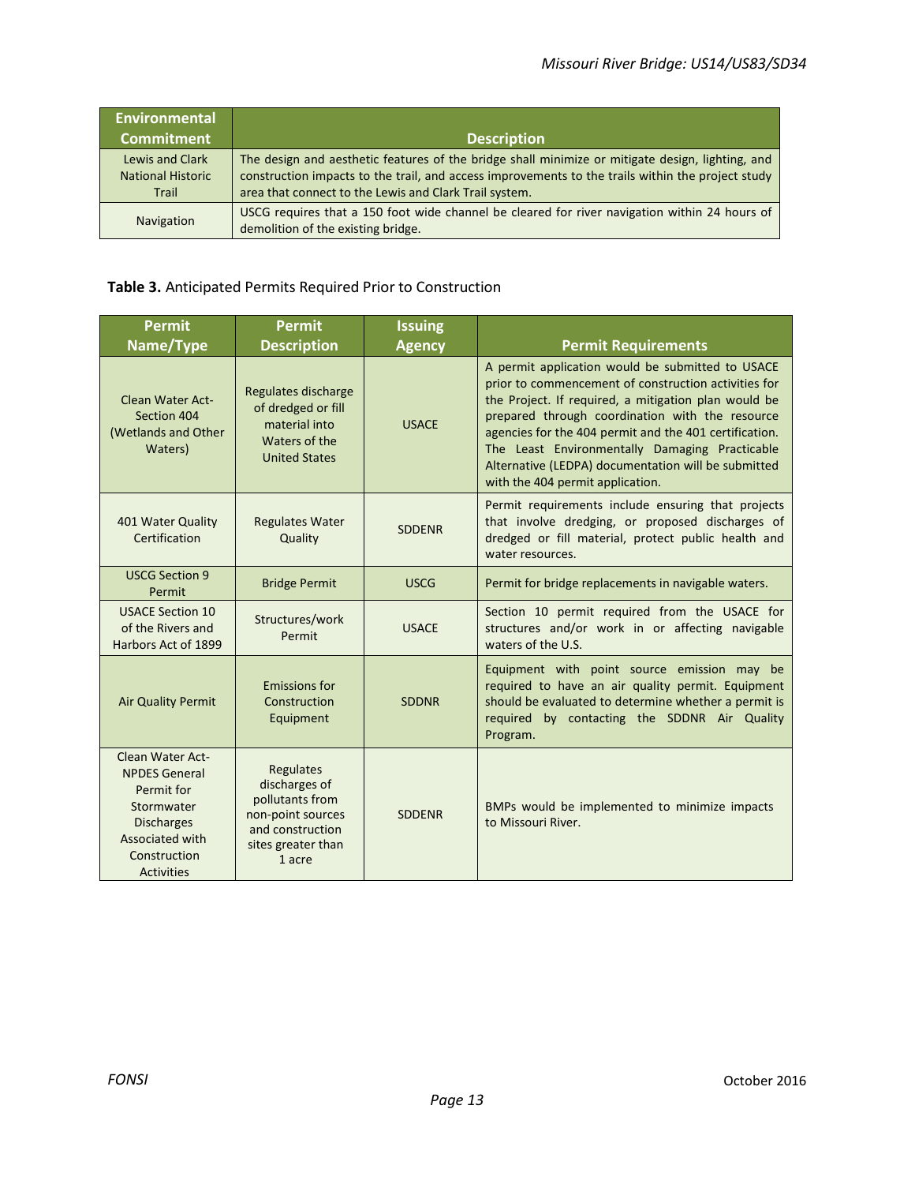| Environmental Commitment | Description |
| --- | --- |
| Lewis and Clark National Historic Trail | The design and aesthetic features of the bridge shall minimize or mitigate design, lighting, and construction impacts to the trail, and access improvements to the trails within the project study area that connect to the Lewis and Clark Trail system. |
| Navigation | USCG requires that a 150 foot wide channel be cleared for river navigation within 24 hours of demolition of the existing bridge. |

**Table 3.** Anticipated Permits Required Prior to Construction

| Permit Name/Type | Permit Description | Issuing Agency | Permit Requirements |
| --- | --- | --- | --- |
| Clean Water Act-Section 404 (Wetlands and Other Waters) | Regulates discharge of dredged or fill material into Waters of the United States | USACE | A permit application would be submitted to USACE prior to commencement of construction activities for the Project. If required, a mitigation plan would be prepared through coordination with the resource agencies for the 404 permit and the 401 certification. The Least Environmentally Damaging Practicable Alternative (LEDPA) documentation will be submitted with the 404 permit application. |
| 401 Water Quality Certification | Regulates Water Quality | SDDENR | Permit requirements include ensuring that projects that involve dredging, or proposed discharges of dredged or fill material, protect public health and water resources. |
| USCG Section 9 Permit | Bridge Permit | USCG | Permit for bridge replacements in navigable waters. |
| USACE Section 10 of the Rivers and Harbors Act of 1899 | Structures/work Permit | USACE | Section 10 permit required from the USACE for structures and/or work in or affecting navigable waters of the U.S. |
| Air Quality Permit | Emissions for Construction Equipment | SDDNR | Equipment with point source emission may be required to have an air quality permit. Equipment should be evaluated to determine whether a permit is required by contacting the SDDNR Air Quality Program. |
| Clean Water Act-NPDES General Permit for Stormwater Discharges Associated with Construction Activities | Regulates discharges of pollutants from non-point sources and construction sites greater than 1 acre | SDDENR | BMPs would be implemented to minimize impacts to Missouri River. |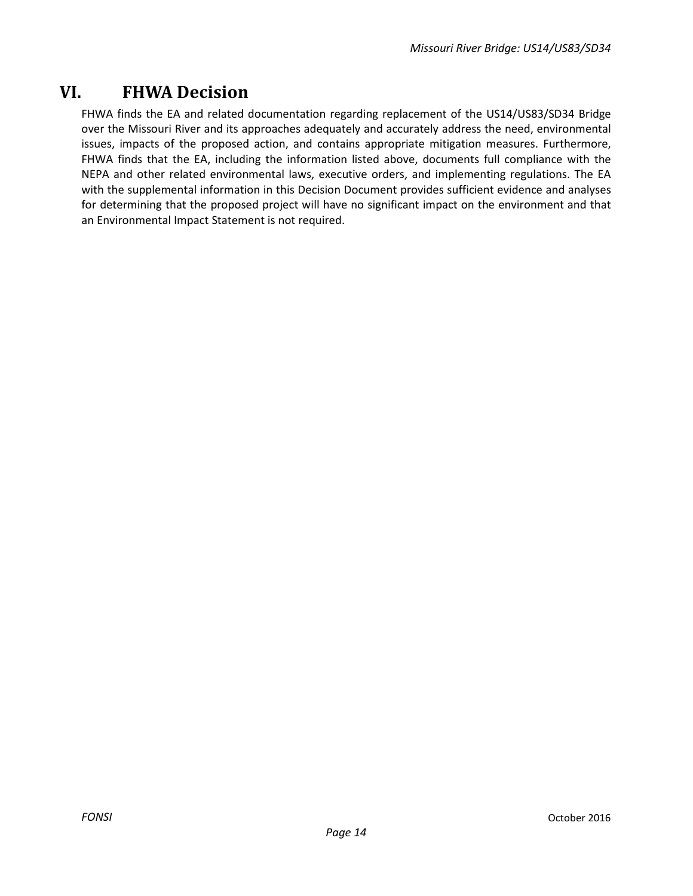# VI. FHWA Decision

FHWA finds the EA and related documentation regarding replacement of the US14/US83/SD34 Bridge over the Missouri River and its approaches adequately and accurately address the need, environmental issues, impacts of the proposed action, and contains appropriate mitigation measures. Furthermore, FHWA finds that the EA, including the information listed above, documents full compliance with the NEPA and other related environmental laws, executive orders, and implementing regulations. The EA with the supplemental information in this Decision Document provides sufficient evidence and analyses for determining that the proposed project will have no significant impact on the environment and that an Environmental Impact Statement is not required.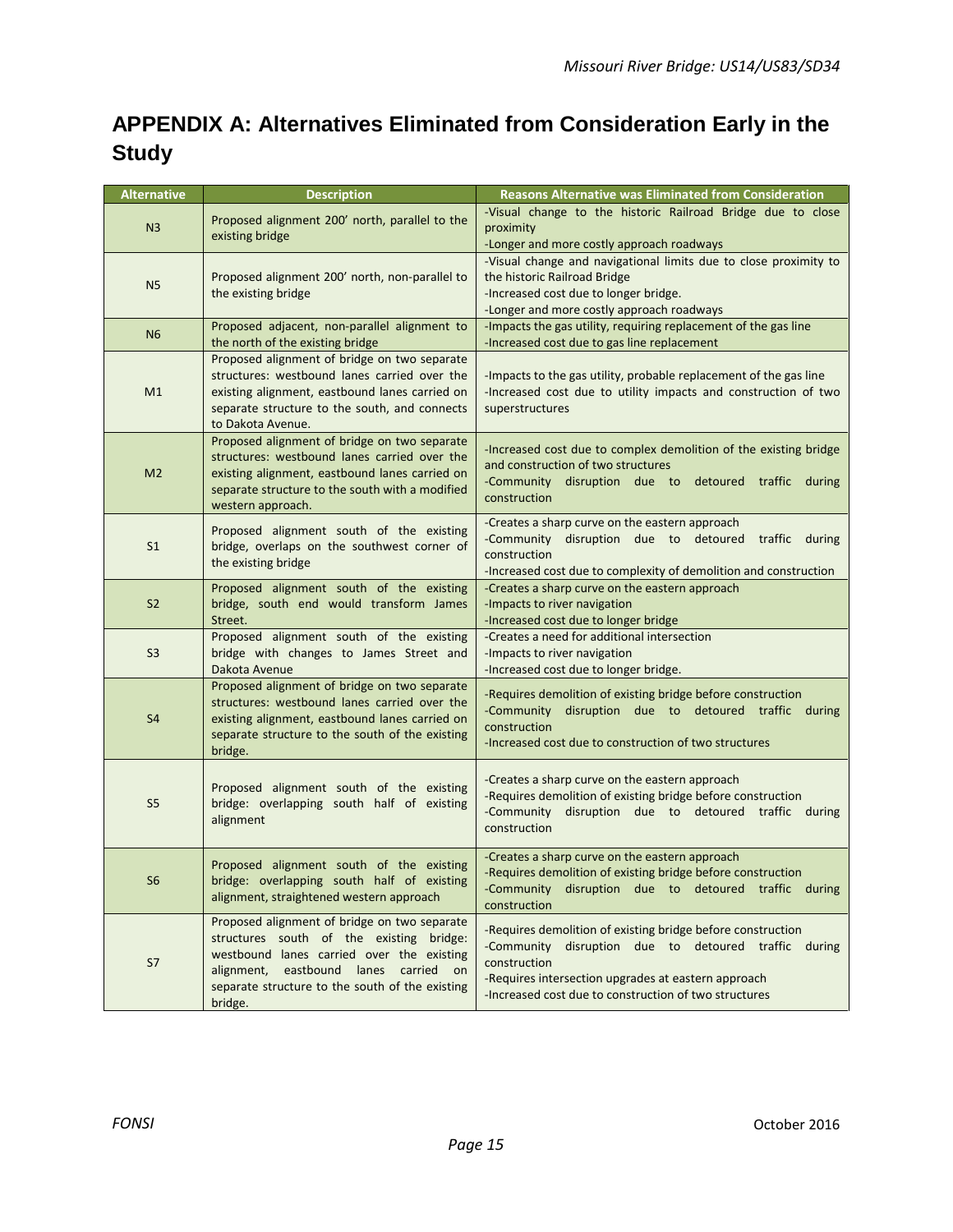# APPENDIX A: Alternatives Eliminated from Consideration Early in the Study

| Alternative | Description | Reasons Alternative was Eliminated from Consideration |
|---|---|---|
| N3 | Proposed alignment 200' north, parallel to the existing bridge | -Visual change to the historic Railroad Bridge due to close proximity<br>-Longer and more costly approach roadways |
| N5 | Proposed alignment 200' north, non-parallel to the existing bridge | -Visual change and navigational limits due to close proximity to the historic Railroad Bridge<br>-Increased cost due to longer bridge.<br>-Longer and more costly approach roadways |
| N6 | Proposed adjacent, non-parallel alignment to the north of the existing bridge | -Impacts the gas utility, requiring replacement of the gas line<br>-Increased cost due to gas line replacement |
| M1 | Proposed alignment of bridge on two separate structures: westbound lanes carried over the existing alignment, eastbound lanes carried on separate structure to the south, and connects to Dakota Avenue. | -Impacts to the gas utility, probable replacement of the gas line<br>-Increased cost due to utility impacts and construction of two superstructures |
| M2 | Proposed alignment of bridge on two separate structures: westbound lanes carried over the existing alignment, eastbound lanes carried on separate structure to the south with a modified western approach. | -Increased cost due to complex demolition of the existing bridge and construction of two structures<br>-Community disruption due to detoured traffic during construction |
| S1 | Proposed alignment south of the existing bridge, overlaps on the southwest corner of the existing bridge | -Creates a sharp curve on the eastern approach<br>-Community disruption due to detoured traffic during construction<br>-Increased cost due to complexity of demolition and construction |
| S2 | Proposed alignment south of the existing bridge, south end would transform James Street. | -Creates a sharp curve on the eastern approach<br>-Impacts to river navigation<br>-Increased cost due to longer bridge |
| S3 | Proposed alignment south of the existing bridge with changes to James Street and Dakota Avenue | -Creates a need for additional intersection<br>-Impacts to river navigation<br>-Increased cost due to longer bridge. |
| S4 | Proposed alignment of bridge on two separate structures: westbound lanes carried over the existing alignment, eastbound lanes carried on separate structure to the south of the existing bridge. | -Requires demolition of existing bridge before construction<br>-Community disruption due to detoured traffic during construction<br>-Increased cost due to construction of two structures |
| S5 | Proposed alignment south of the existing bridge: overlapping south half of existing alignment | -Creates a sharp curve on the eastern approach<br>-Requires demolition of existing bridge before construction<br>-Community disruption due to detoured traffic during construction |
| S6 | Proposed alignment south of the existing bridge: overlapping south half of existing alignment, straightened western approach | -Creates a sharp curve on the eastern approach<br>-Requires demolition of existing bridge before construction<br>-Community disruption due to detoured traffic during construction |
| S7 | Proposed alignment of bridge on two separate structures south of the existing bridge: westbound lanes carried over the existing alignment, eastbound lanes carried on separate structure to the south of the existing bridge. | -Requires demolition of existing bridge before construction<br>-Community disruption due to detoured traffic during construction<br>-Requires intersection upgrades at eastern approach<br>-Increased cost due to construction of two structures |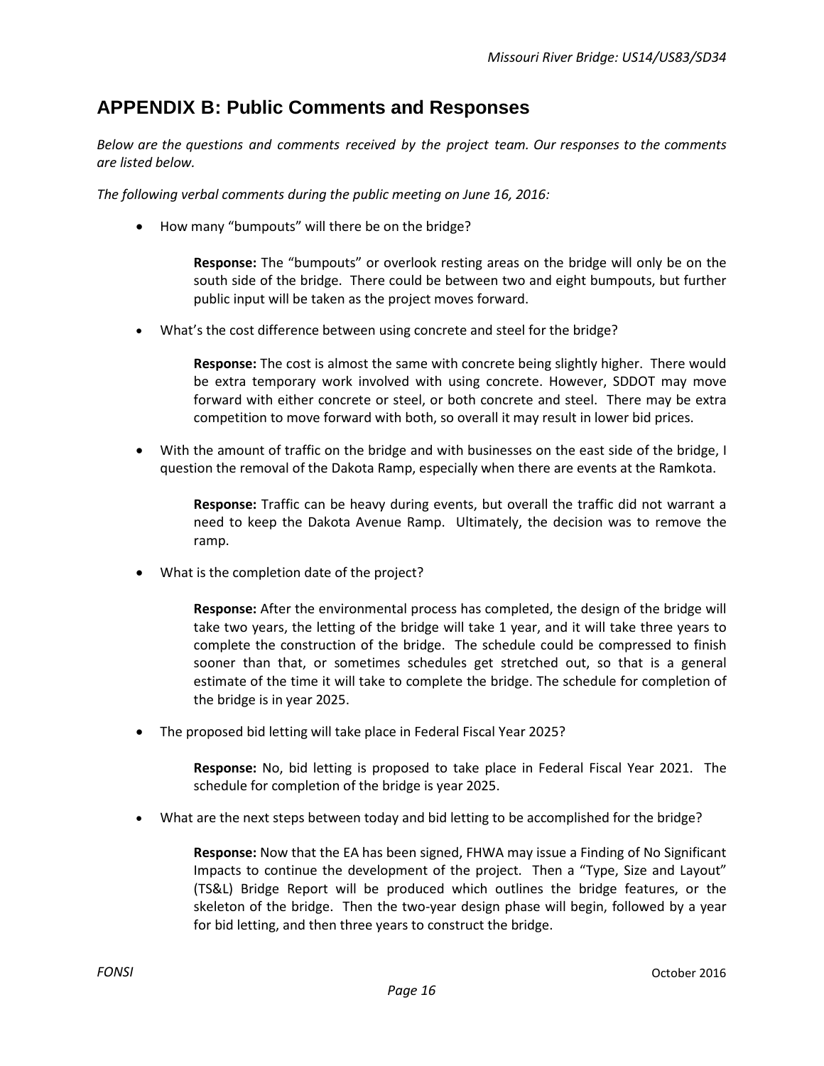## APPENDIX B: Public Comments and Responses

*Below are the questions and comments received by the project team. Our responses to the comments are listed below.*

*The following verbal comments during the public meeting on June 16, 2016:*

- How many "bumpouts" will there be on the bridge?

  **Response:** The "bumpouts" or overlook resting areas on the bridge will only be on the south side of the bridge. There could be between two and eight bumpouts, but further public input will be taken as the project moves forward.

- What's the cost difference between using concrete and steel for the bridge?

  **Response:** The cost is almost the same with concrete being slightly higher. There would be extra temporary work involved with using concrete. However, SDDOT may move forward with either concrete or steel, or both concrete and steel. There may be extra competition to move forward with both, so overall it may result in lower bid prices.

- With the amount of traffic on the bridge and with businesses on the east side of the bridge, I question the removal of the Dakota Ramp, especially when there are events at the Ramkota.

  **Response:** Traffic can be heavy during events, but overall the traffic did not warrant a need to keep the Dakota Avenue Ramp. Ultimately, the decision was to remove the ramp.

- What is the completion date of the project?

  **Response:** After the environmental process has completed, the design of the bridge will take two years, the letting of the bridge will take 1 year, and it will take three years to complete the construction of the bridge. The schedule could be compressed to finish sooner than that, or sometimes schedules get stretched out, so that is a general estimate of the time it will take to complete the bridge. The schedule for completion of the bridge is in year 2025.

- The proposed bid letting will take place in Federal Fiscal Year 2025?

  **Response:** No, bid letting is proposed to take place in Federal Fiscal Year 2021. The schedule for completion of the bridge is year 2025.

- What are the next steps between today and bid letting to be accomplished for the bridge?

  **Response:** Now that the EA has been signed, FHWA may issue a Finding of No Significant Impacts to continue the development of the project. Then a "Type, Size and Layout" (TS&L) Bridge Report will be produced which outlines the bridge features, or the skeleton of the bridge. Then the two-year design phase will begin, followed by a year for bid letting, and then three years to construct the bridge.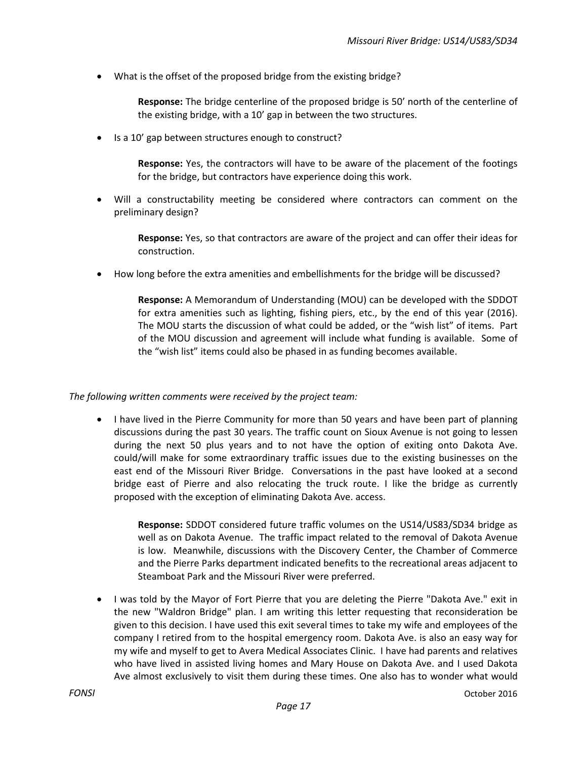- What is the offset of the proposed bridge from the existing bridge?

  **Response:** The bridge centerline of the proposed bridge is 50' north of the centerline of the existing bridge, with a 10' gap in between the two structures.

- Is a 10' gap between structures enough to construct?

  **Response:** Yes, the contractors will have to be aware of the placement of the footings for the bridge, but contractors have experience doing this work.

- Will a constructability meeting be considered where contractors can comment on the preliminary design?

  **Response:** Yes, so that contractors are aware of the project and can offer their ideas for construction.

- How long before the extra amenities and embellishments for the bridge will be discussed?

  **Response:** A Memorandum of Understanding (MOU) can be developed with the SDDOT for extra amenities such as lighting, fishing piers, etc., by the end of this year (2016). The MOU starts the discussion of what could be added, or the "wish list" of items. Part of the MOU discussion and agreement will include what funding is available. Some of the "wish list" items could also be phased in as funding becomes available.

*The following written comments were received by the project team:*

- I have lived in the Pierre Community for more than 50 years and have been part of planning discussions during the past 30 years. The traffic count on Sioux Avenue is not going to lessen during the next 50 plus years and to not have the option of exiting onto Dakota Ave. could/will make for some extraordinary traffic issues due to the existing businesses on the east end of the Missouri River Bridge. Conversations in the past have looked at a second bridge east of Pierre and also relocating the truck route. I like the bridge as currently proposed with the exception of eliminating Dakota Ave. access.

  **Response:** SDDOT considered future traffic volumes on the US14/US83/SD34 bridge as well as on Dakota Avenue. The traffic impact related to the removal of Dakota Avenue is low. Meanwhile, discussions with the Discovery Center, the Chamber of Commerce and the Pierre Parks department indicated benefits to the recreational areas adjacent to Steamboat Park and the Missouri River were preferred.

- I was told by the Mayor of Fort Pierre that you are deleting the Pierre "Dakota Ave." exit in the new "Waldron Bridge" plan. I am writing this letter requesting that reconsideration be given to this decision. I have used this exit several times to take my wife and employees of the company I retired from to the hospital emergency room. Dakota Ave. is also an easy way for my wife and myself to get to Avera Medical Associates Clinic. I have had parents and relatives who have lived in assisted living homes and Mary House on Dakota Ave. and I used Dakota Ave almost exclusively to visit them during these times. One also has to wonder what would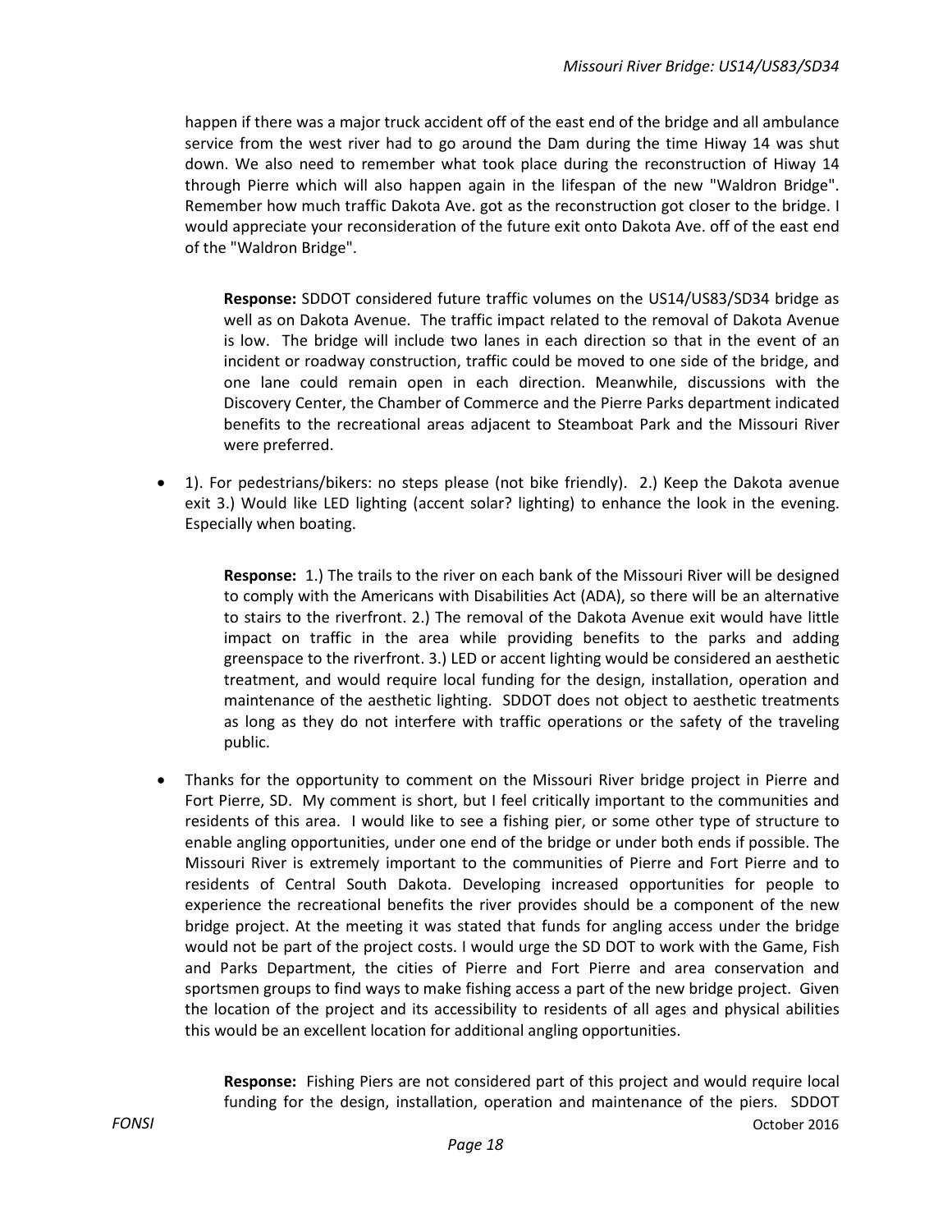happen if there was a major truck accident off of the east end of the bridge and all ambulance service from the west river had to go around the Dam during the time Hiway 14 was shut down. We also need to remember what took place during the reconstruction of Hiway 14 through Pierre which will also happen again in the lifespan of the new "Waldron Bridge". Remember how much traffic Dakota Ave. got as the reconstruction got closer to the bridge. I would appreciate your reconsideration of the future exit onto Dakota Ave. off of the east end of the "Waldron Bridge".

> **Response:** SDDOT considered future traffic volumes on the US14/US83/SD34 bridge as well as on Dakota Avenue. The traffic impact related to the removal of Dakota Avenue is low. The bridge will include two lanes in each direction so that in the event of an incident or roadway construction, traffic could be moved to one side of the bridge, and one lane could remain open in each direction. Meanwhile, discussions with the Discovery Center, the Chamber of Commerce and the Pierre Parks department indicated benefits to the recreational areas adjacent to Steamboat Park and the Missouri River were preferred.

- 1). For pedestrians/bikers: no steps please (not bike friendly). 2.) Keep the Dakota avenue exit 3.) Would like LED lighting (accent solar? lighting) to enhance the look in the evening. Especially when boating.

  > **Response:** 1.) The trails to the river on each bank of the Missouri River will be designed to comply with the Americans with Disabilities Act (ADA), so there will be an alternative to stairs to the riverfront. 2.) The removal of the Dakota Avenue exit would have little impact on traffic in the area while providing benefits to the parks and adding greenspace to the riverfront. 3.) LED or accent lighting would be considered an aesthetic treatment, and would require local funding for the design, installation, operation and maintenance of the aesthetic lighting. SDDOT does not object to aesthetic treatments as long as they do not interfere with traffic operations or the safety of the traveling public.

- Thanks for the opportunity to comment on the Missouri River bridge project in Pierre and Fort Pierre, SD. My comment is short, but I feel critically important to the communities and residents of this area. I would like to see a fishing pier, or some other type of structure to enable angling opportunities, under one end of the bridge or under both ends if possible. The Missouri River is extremely important to the communities of Pierre and Fort Pierre and to residents of Central South Dakota. Developing increased opportunities for people to experience the recreational benefits the river provides should be a component of the new bridge project. At the meeting it was stated that funds for angling access under the bridge would not be part of the project costs. I would urge the SD DOT to work with the Game, Fish and Parks Department, the cities of Pierre and Fort Pierre and area conservation and sportsmen groups to find ways to make fishing access a part of the new bridge project. Given the location of the project and its accessibility to residents of all ages and physical abilities this would be an excellent location for additional angling opportunities.

  > **Response:** Fishing Piers are not considered part of this project and would require local funding for the design, installation, operation and maintenance of the piers. SDDOT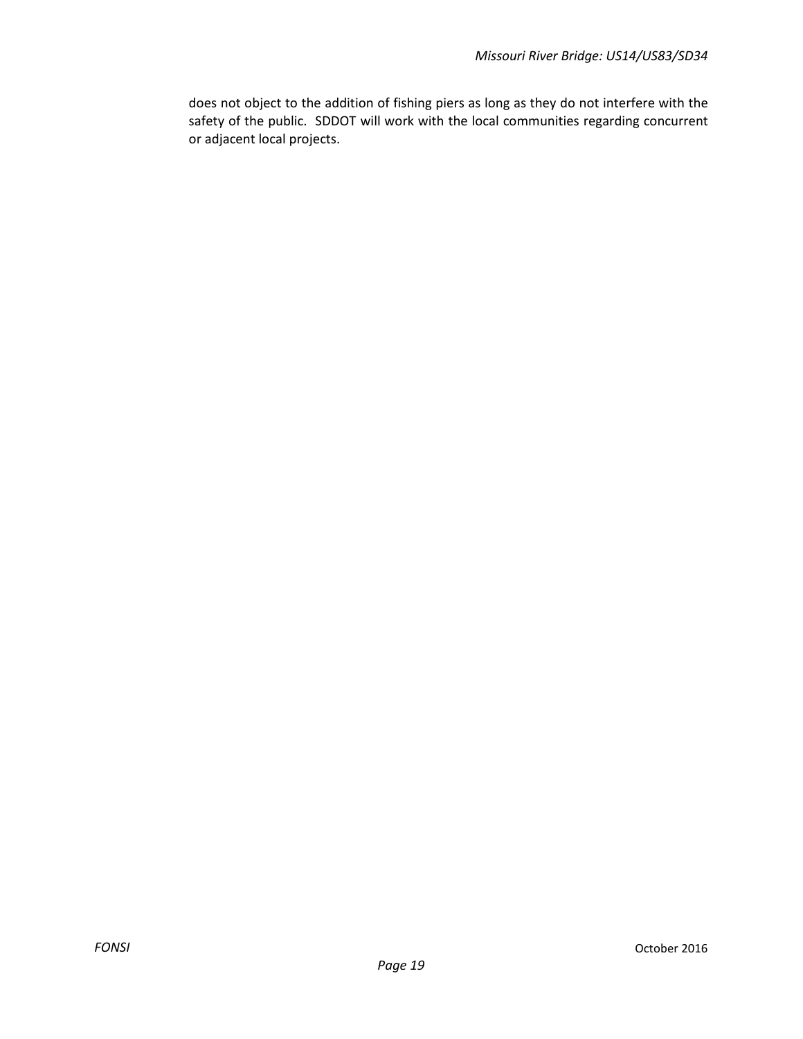does not object to the addition of fishing piers as long as they do not interfere with the safety of the public. SDDOT will work with the local communities regarding concurrent or adjacent local projects.